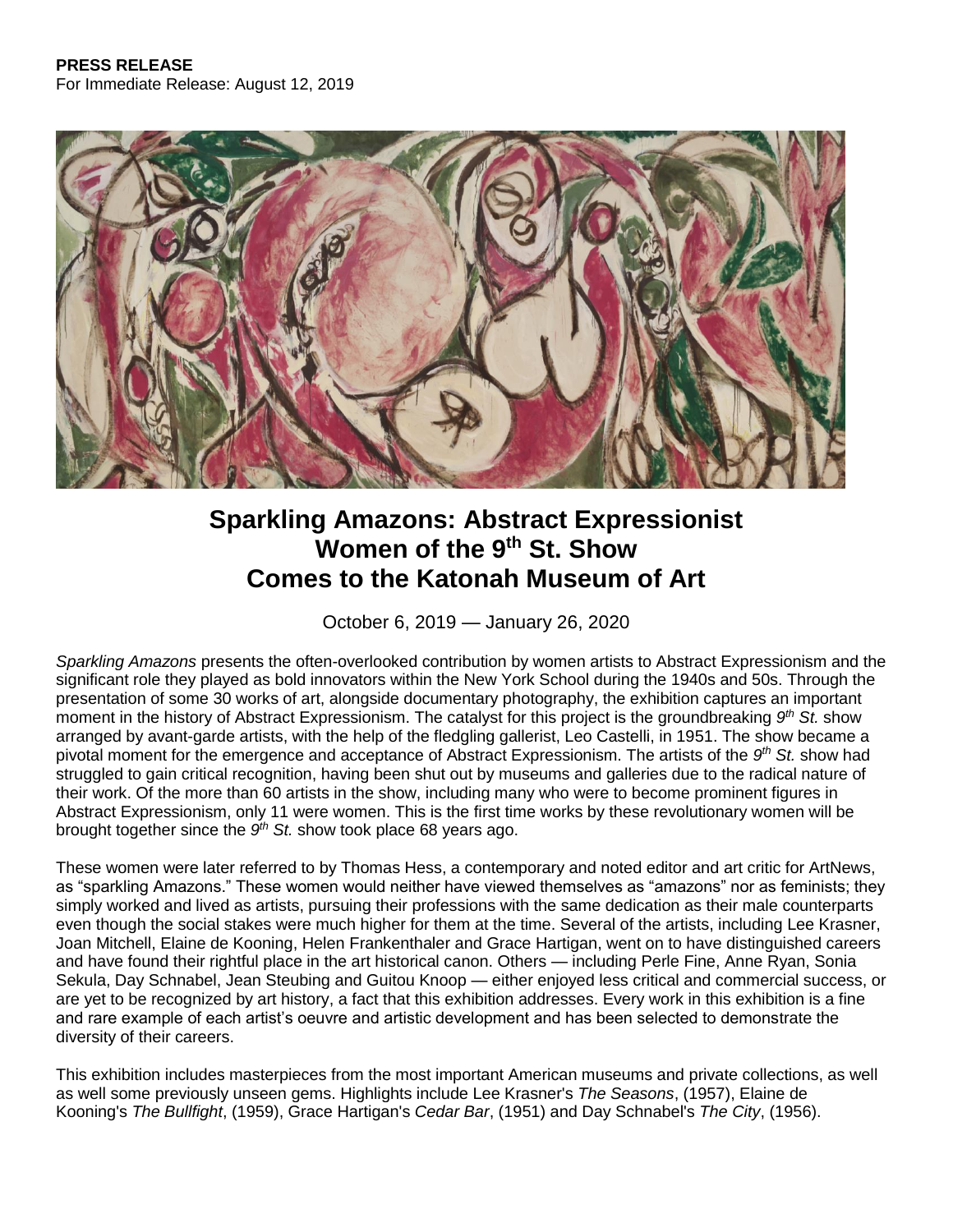**PRESS RELEASE**
For Immediate Release: August 12, 2019

# Sparkling Amazons: Abstract Expressionist Women of the 9th St. Show Comes to the Katonah Museum of Art

October 6, 2019 — January 26, 2020

*Sparkling Amazons* presents the often-overlooked contribution by women artists to Abstract Expressionism and the significant role they played as bold innovators within the New York School during the 1940s and 50s. Through the presentation of some 30 works of art, alongside documentary photography, the exhibition captures an important moment in the history of Abstract Expressionism. The catalyst for this project is the groundbreaking *9th St.* show arranged by avant-garde artists, with the help of the fledgling gallerist, Leo Castelli, in 1951. The show became a pivotal moment for the emergence and acceptance of Abstract Expressionism. The artists of the *9th St.* show had struggled to gain critical recognition, having been shut out by museums and galleries due to the radical nature of their work. Of the more than 60 artists in the show, including many who were to become prominent figures in Abstract Expressionism, only 11 were women. This is the first time works by these revolutionary women will be brought together since the *9th St.* show took place 68 years ago.

These women were later referred to by Thomas Hess, a contemporary and noted editor and art critic for ArtNews, as "sparkling Amazons." These women would neither have viewed themselves as "amazons" nor as feminists; they simply worked and lived as artists, pursuing their professions with the same dedication as their male counterparts even though the social stakes were much higher for them at the time. Several of the artists, including Lee Krasner, Joan Mitchell, Elaine de Kooning, Helen Frankenthaler and Grace Hartigan, went on to have distinguished careers and have found their rightful place in the art historical canon. Others — including Perle Fine, Anne Ryan, Sonia Sekula, Day Schnabel, Jean Steubing and Guitou Knoop — either enjoyed less critical and commercial success, or are yet to be recognized by art history, a fact that this exhibition addresses. Every work in this exhibition is a fine and rare example of each artist's oeuvre and artistic development and has been selected to demonstrate the diversity of their careers.

This exhibition includes masterpieces from the most important American museums and private collections, as well as well some previously unseen gems. Highlights include Lee Krasner's *The Seasons*, (1957), Elaine de Kooning's *The Bullfight*, (1959), Grace Hartigan's *Cedar Bar*, (1951) and Day Schnabel's *The City*, (1956).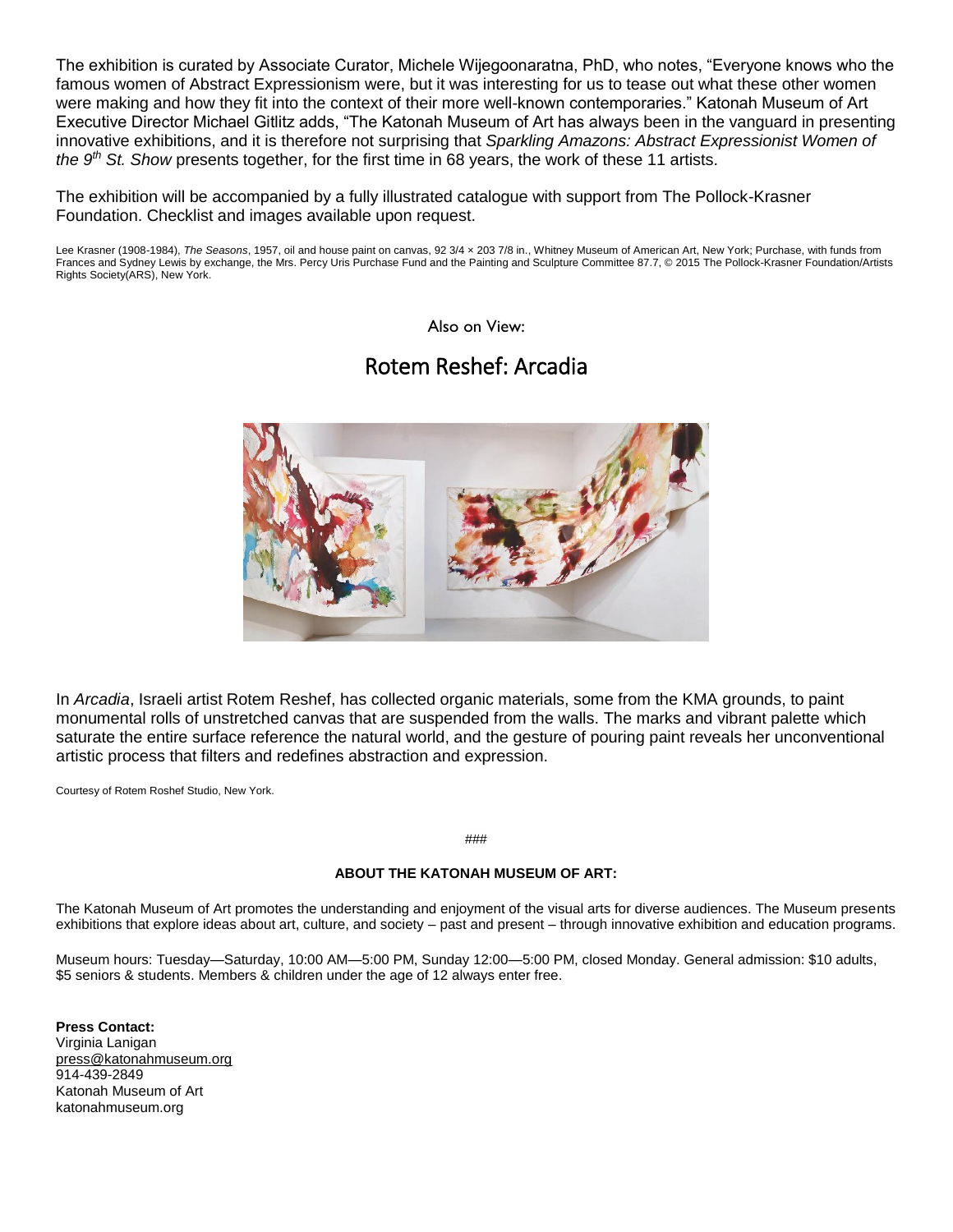The exhibition is curated by Associate Curator, Michele Wijegoonaratna, PhD, who notes, "Everyone knows who the famous women of Abstract Expressionism were, but it was interesting for us to tease out what these other women were making and how they fit into the context of their more well-known contemporaries." Katonah Museum of Art Executive Director Michael Gitlitz adds, "The Katonah Museum of Art has always been in the vanguard in presenting innovative exhibitions, and it is therefore not surprising that *Sparkling Amazons: Abstract Expressionist Women of the 9th St. Show* presents together, for the first time in 68 years, the work of these 11 artists.

The exhibition will be accompanied by a fully illustrated catalogue with support from The Pollock-Krasner Foundation. Checklist and images available upon request.

Lee Krasner (1908-1984), *The Seasons*, 1957, oil and house paint on canvas, 92 3/4 × 203 7/8 in., Whitney Museum of American Art, New York; Purchase, with funds from Frances and Sydney Lewis by exchange, the Mrs. Percy Uris Purchase Fund and the Painting and Sculpture Committee 87.7, © 2015 The Pollock-Krasner Foundation/Artists Rights Society(ARS), New York.

Also on View:

## Rotem Reshef: Arcadia

In *Arcadia*, Israeli artist Rotem Reshef, has collected organic materials, some from the KMA grounds, to paint monumental rolls of unstretched canvas that are suspended from the walls. The marks and vibrant palette which saturate the entire surface reference the natural world, and the gesture of pouring paint reveals her unconventional artistic process that filters and redefines abstraction and expression.

Courtesy of Rotem Roshef Studio, New York.

###

**ABOUT THE KATONAH MUSEUM OF ART:**

The Katonah Museum of Art promotes the understanding and enjoyment of the visual arts for diverse audiences. The Museum presents exhibitions that explore ideas about art, culture, and society – past and present – through innovative exhibition and education programs.

Museum hours: Tuesday—Saturday, 10:00 AM—5:00 PM, Sunday 12:00—5:00 PM, closed Monday. General admission: $10 adults, $5 seniors & students. Members & children under the age of 12 always enter free.

**Press Contact:**
Virginia Lanigan
press@katonahmuseum.org
914-439-2849
Katonah Museum of Art
katonahmuseum.org